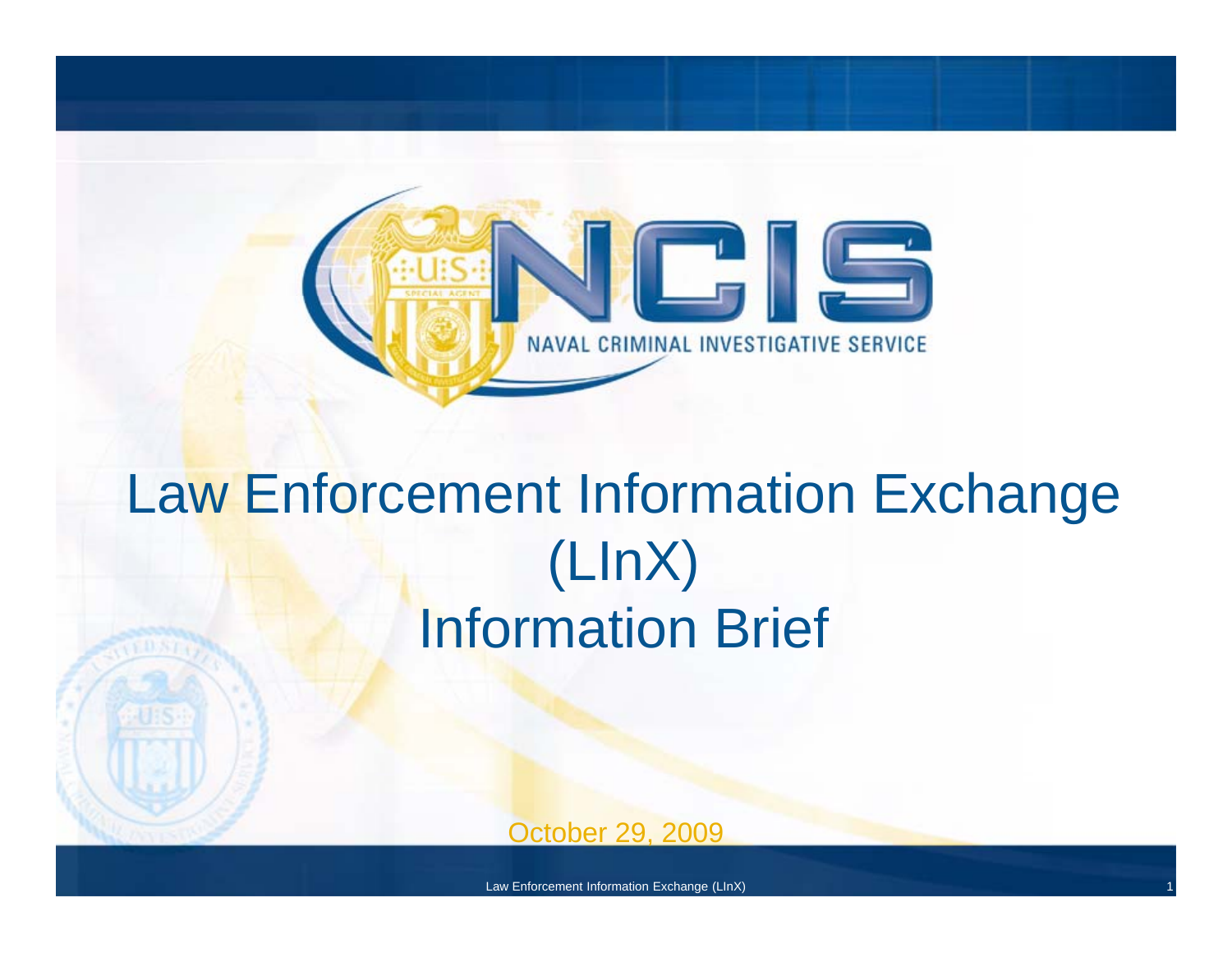NCIS

NAVAL CRIMINAL INVESTIGATIVE SERVICE

# Law Enforcement Information Exchange (LInX) Information Brief

October 29, 2009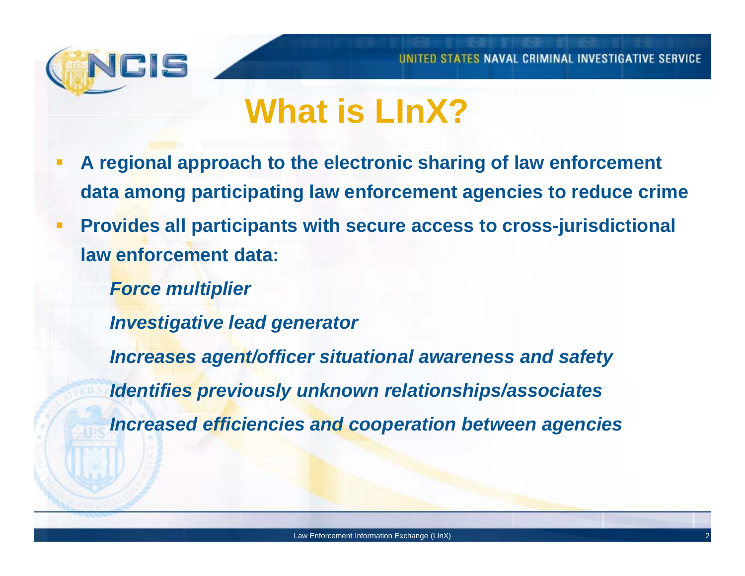# What is LInX?

- **A regional approach to the electronic sharing of law enforcement data among participating law enforcement agencies to reduce crime**
- **Provides all participants with secure access to cross-jurisdictional law enforcement data:**

    ***Force multiplier***

    ***Investigative lead generator***

    ***Increases agent/officer situational awareness and safety***

    ***Identifies previously unknown relationships/associates***

    ***Increased efficiencies and cooperation between agencies***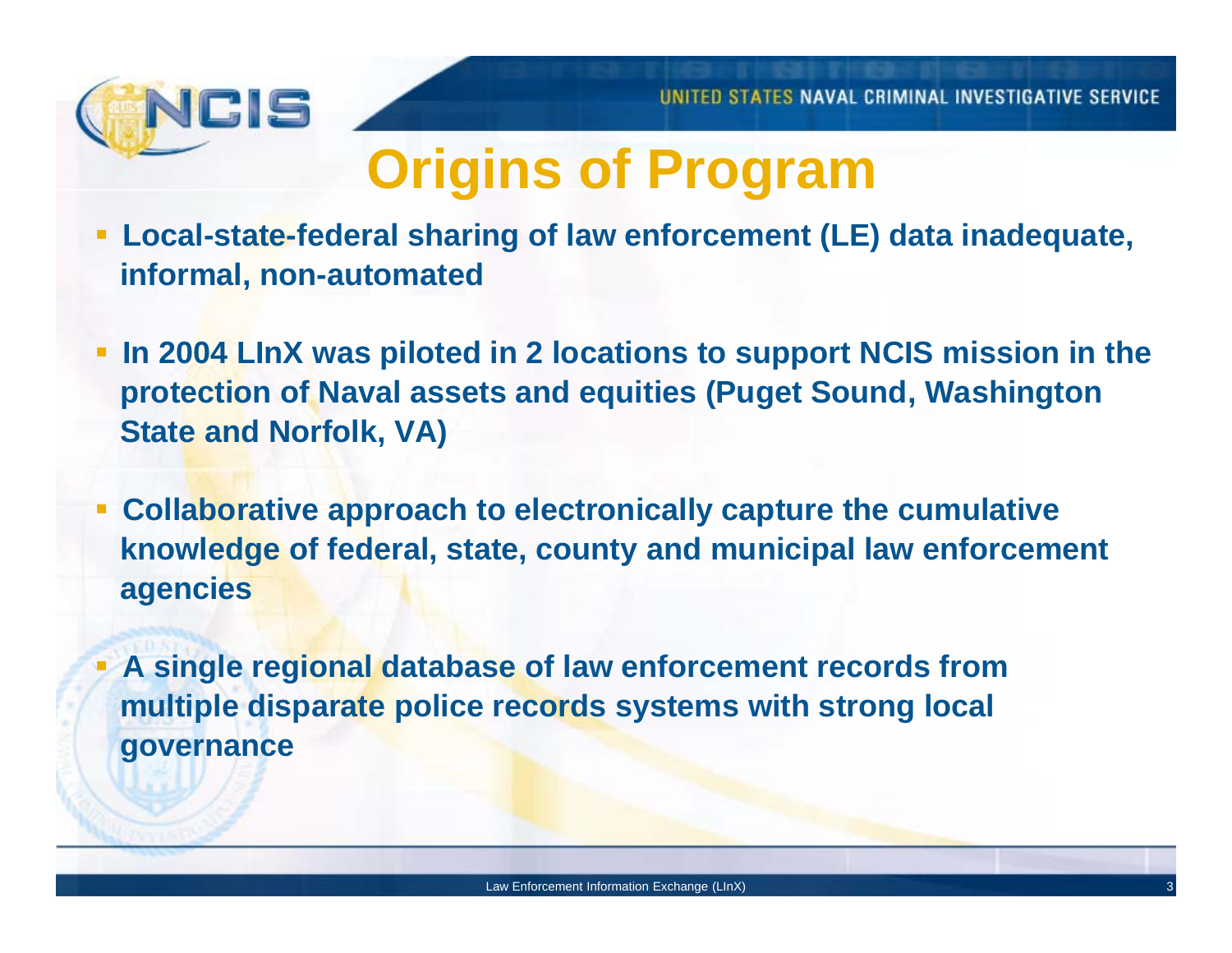# Origins of Program

- **Local-state-federal sharing of law enforcement (LE) data inadequate, informal, non-automated**
- **In 2004 LInX was piloted in 2 locations to support NCIS mission in the protection of Naval assets and equities (Puget Sound, Washington State and Norfolk, VA)**
- **Collaborative approach to electronically capture the cumulative knowledge of federal, state, county and municipal law enforcement agencies**
- **A single regional database of law enforcement records from multiple disparate police records systems with strong local governance**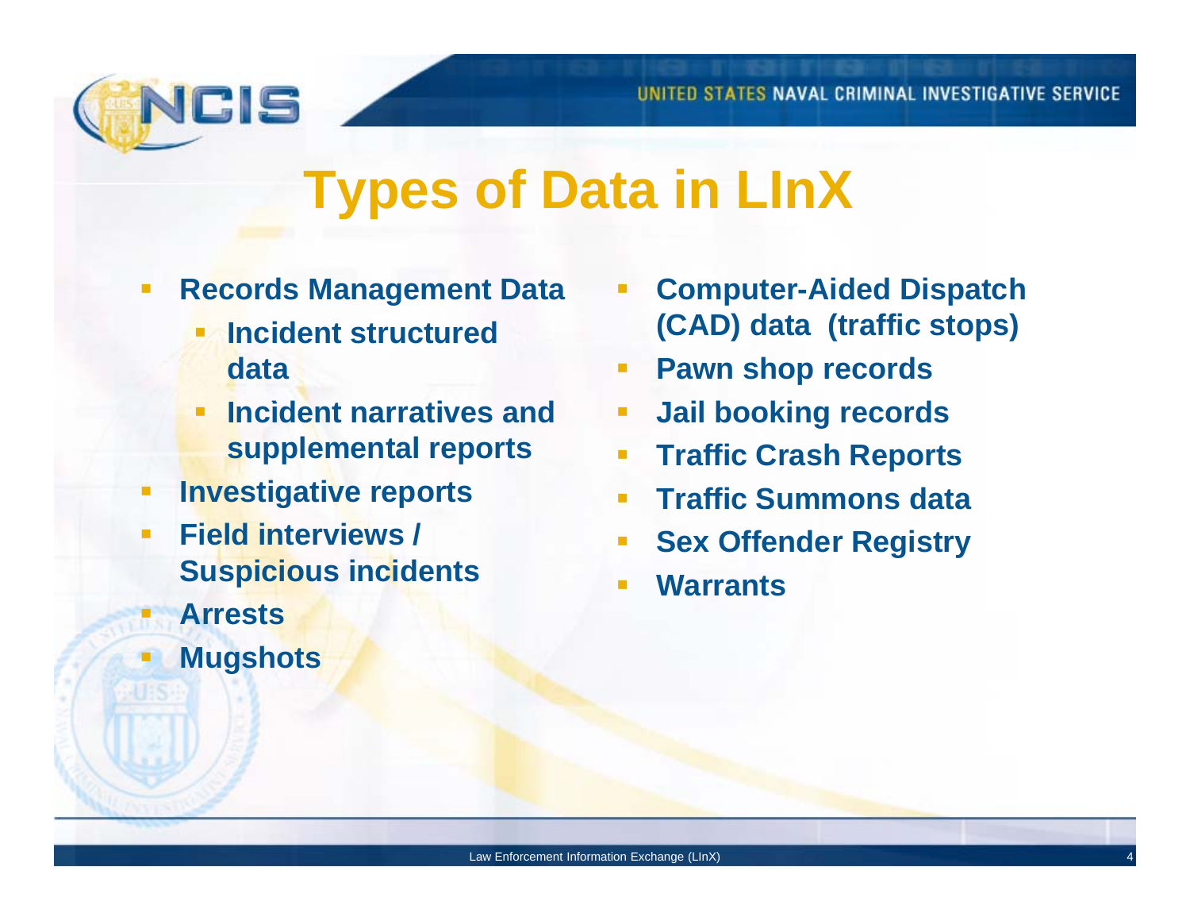# Types of Data in LInX

- Records Management Data
  - Incident structured data
  - Incident narratives and supplemental reports
- Investigative reports
- Field interviews / Suspicious incidents
- Arrests
- Mugshots
- Computer-Aided Dispatch (CAD) data (traffic stops)
- Pawn shop records
- Jail booking records
- Traffic Crash Reports
- Traffic Summons data
- Sex Offender Registry
- Warrants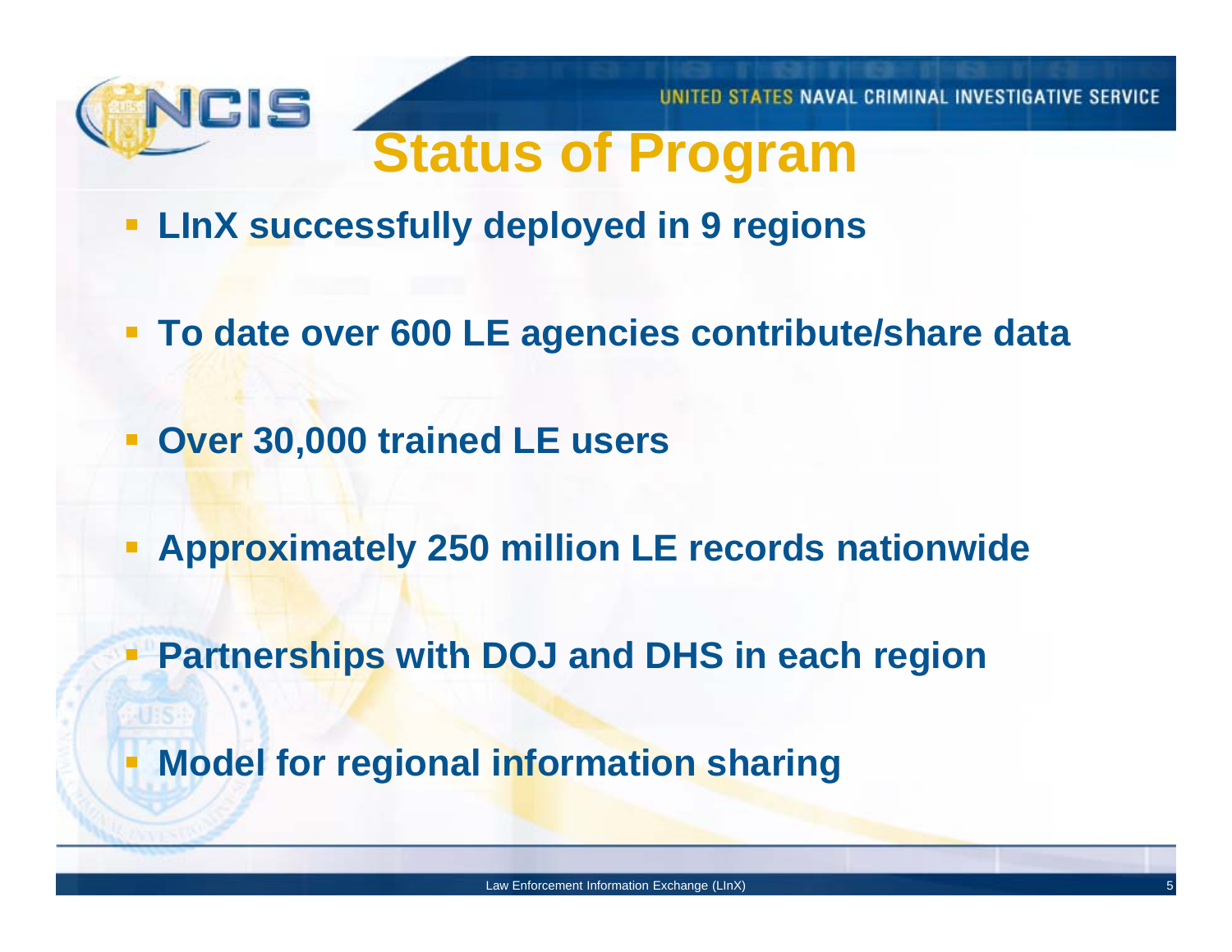# Status of Program

- LInX successfully deployed in 9 regions
- To date over 600 LE agencies contribute/share data
- Over 30,000 trained LE users
- Approximately 250 million LE records nationwide
- Partnerships with DOJ and DHS in each region
- Model for regional information sharing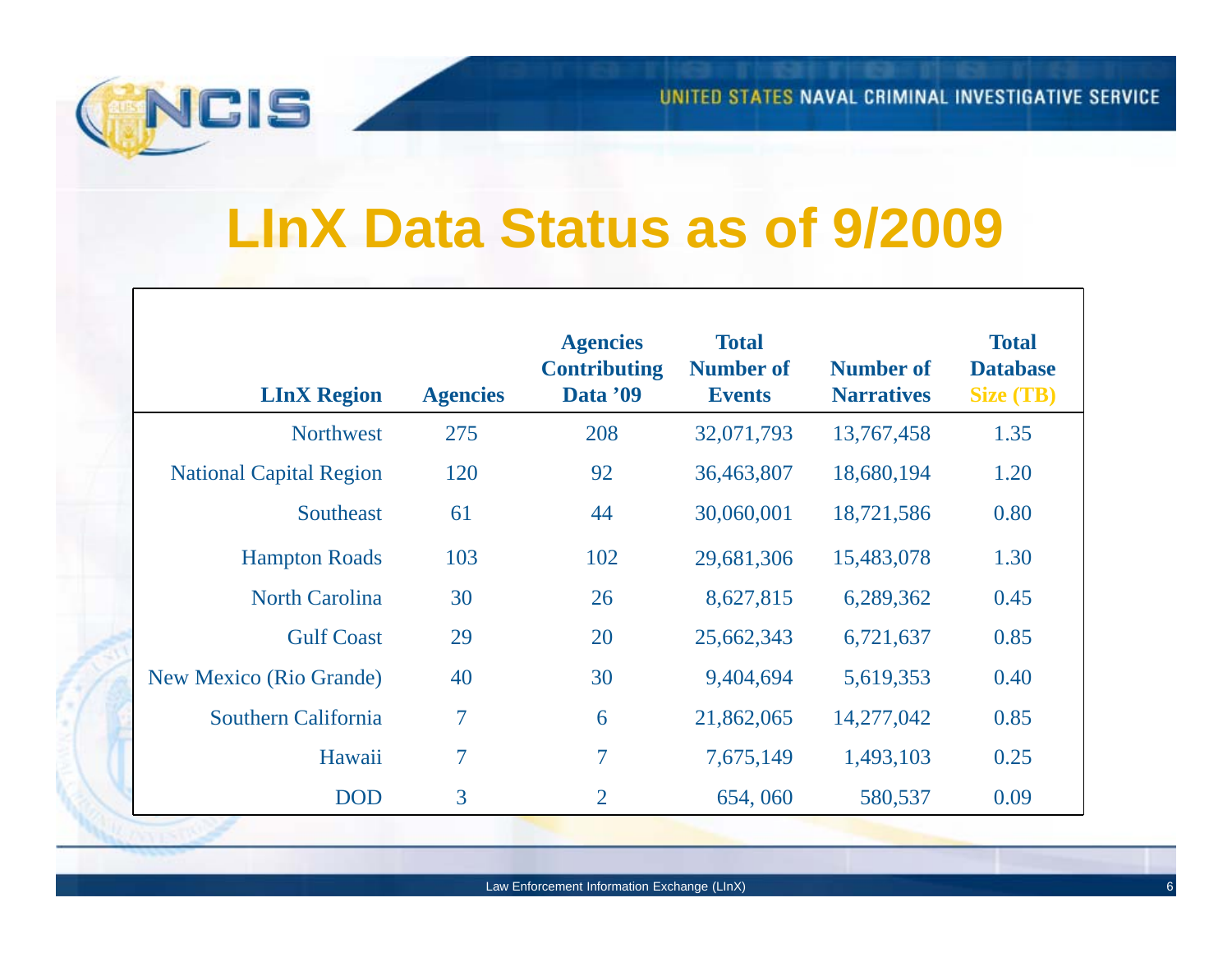# LInX Data Status as of 9/2009

| LInX Region | Agencies | Agencies Contributing Data '09 | Total Number of Events | Number of Narratives | Total Database Size (TB) |
|---|---|---|---|---|---|
| Northwest | 275 | 208 | 32,071,793 | 13,767,458 | 1.35 |
| National Capital Region | 120 | 92 | 36,463,807 | 18,680,194 | 1.20 |
| Southeast | 61 | 44 | 30,060,001 | 18,721,586 | 0.80 |
| Hampton Roads | 103 | 102 | 29,681,306 | 15,483,078 | 1.30 |
| North Carolina | 30 | 26 | 8,627,815 | 6,289,362 | 0.45 |
| Gulf Coast | 29 | 20 | 25,662,343 | 6,721,637 | 0.85 |
| New Mexico (Rio Grande) | 40 | 30 | 9,404,694 | 5,619,353 | 0.40 |
| Southern California | 7 | 6 | 21,862,065 | 14,277,042 | 0.85 |
| Hawaii | 7 | 7 | 7,675,149 | 1,493,103 | 0.25 |
| DOD | 3 | 2 | 654, 060 | 580,537 | 0.09 |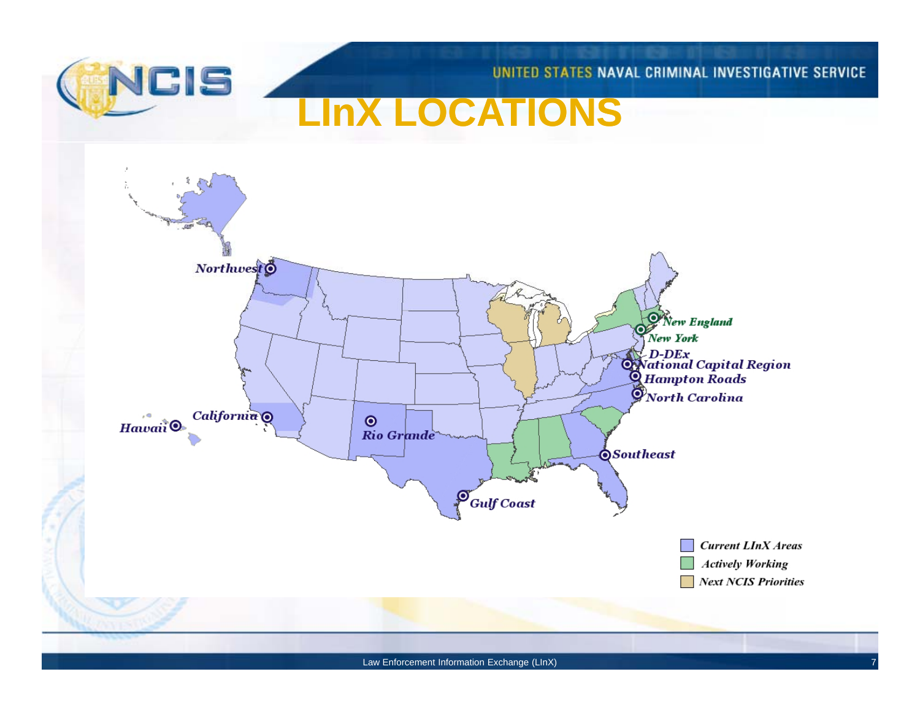# LInX LOCATIONS

*Northwest*

*California*

*Hawaii*

*Rio Grande*

*Gulf Coast*

*Southeast*

*North Carolina*

*Hampton Roads*

*National Capital Region*

*D-DEx*

*New York*

*New England*

- *Current LInX Areas*
- *Actively Working*
- *Next NCIS Priorities*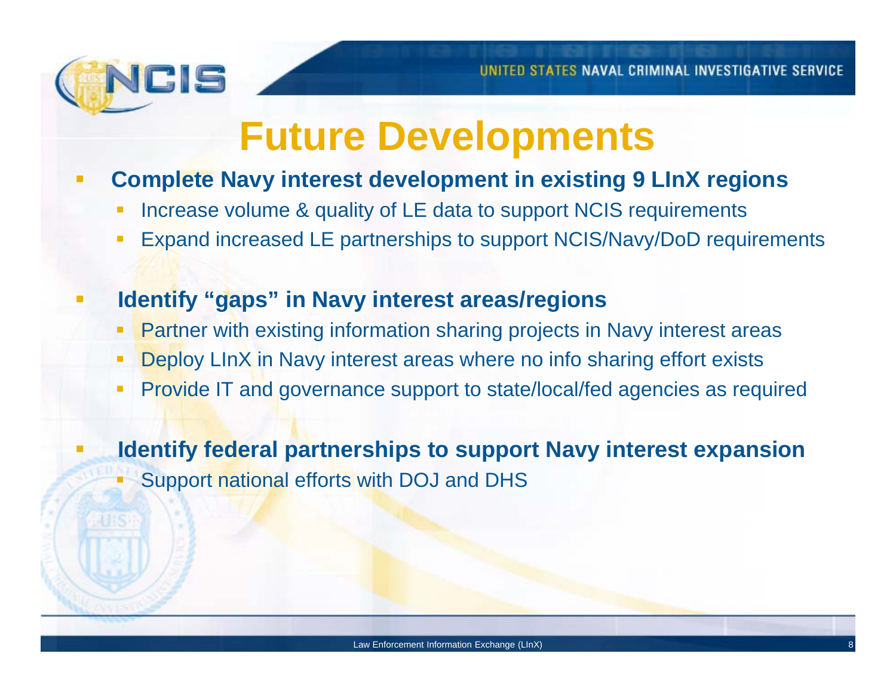# Future Developments

- **Complete Navy interest development in existing 9 LInX regions**
  - Increase volume & quality of LE data to support NCIS requirements
  - Expand increased LE partnerships to support NCIS/Navy/DoD requirements

- **Identify "gaps" in Navy interest areas/regions**
  - Partner with existing information sharing projects in Navy interest areas
  - Deploy LInX in Navy interest areas where no info sharing effort exists
  - Provide IT and governance support to state/local/fed agencies as required

- **Identify federal partnerships to support Navy interest expansion**
  - Support national efforts with DOJ and DHS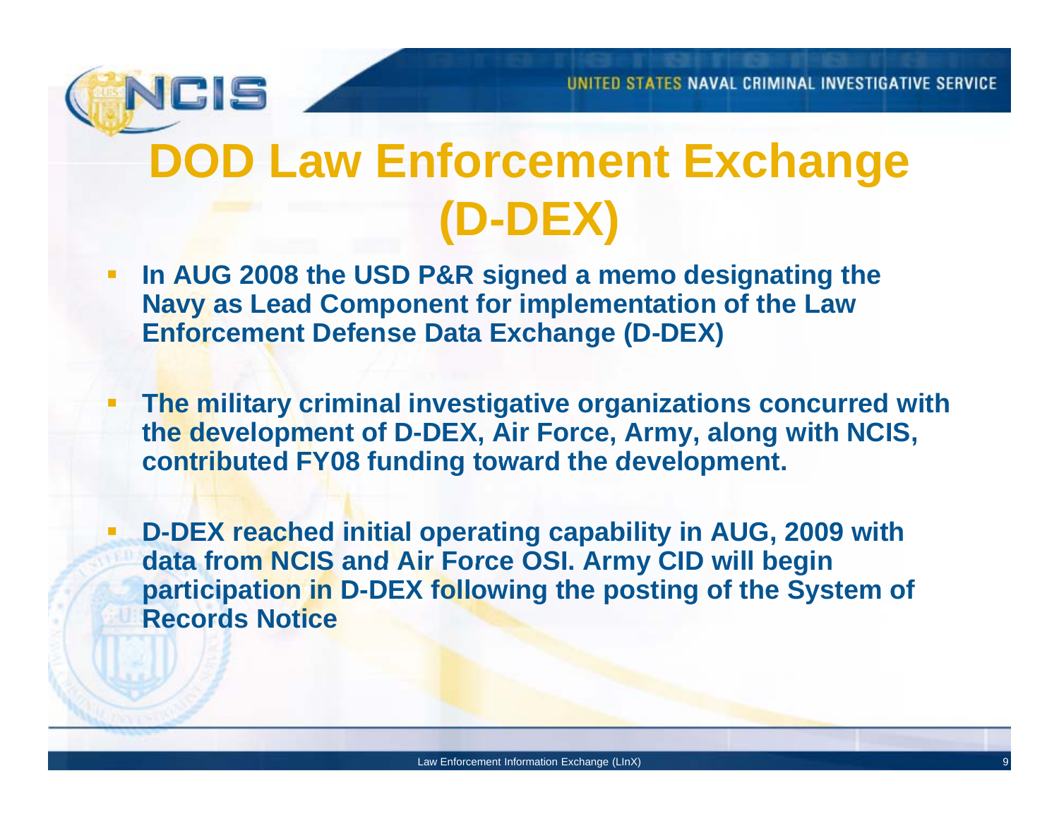# DOD Law Enforcement Exchange (D-DEX)

- **In AUG 2008 the USD P&R signed a memo designating the Navy as Lead Component for implementation of the Law Enforcement Defense Data Exchange (D-DEX)**
- **The military criminal investigative organizations concurred with the development of D-DEX, Air Force, Army, along with NCIS, contributed FY08 funding toward the development.**
- **D-DEX reached initial operating capability in AUG, 2009 with data from NCIS and Air Force OSI. Army CID will begin participation in D-DEX following the posting of the System of Records Notice**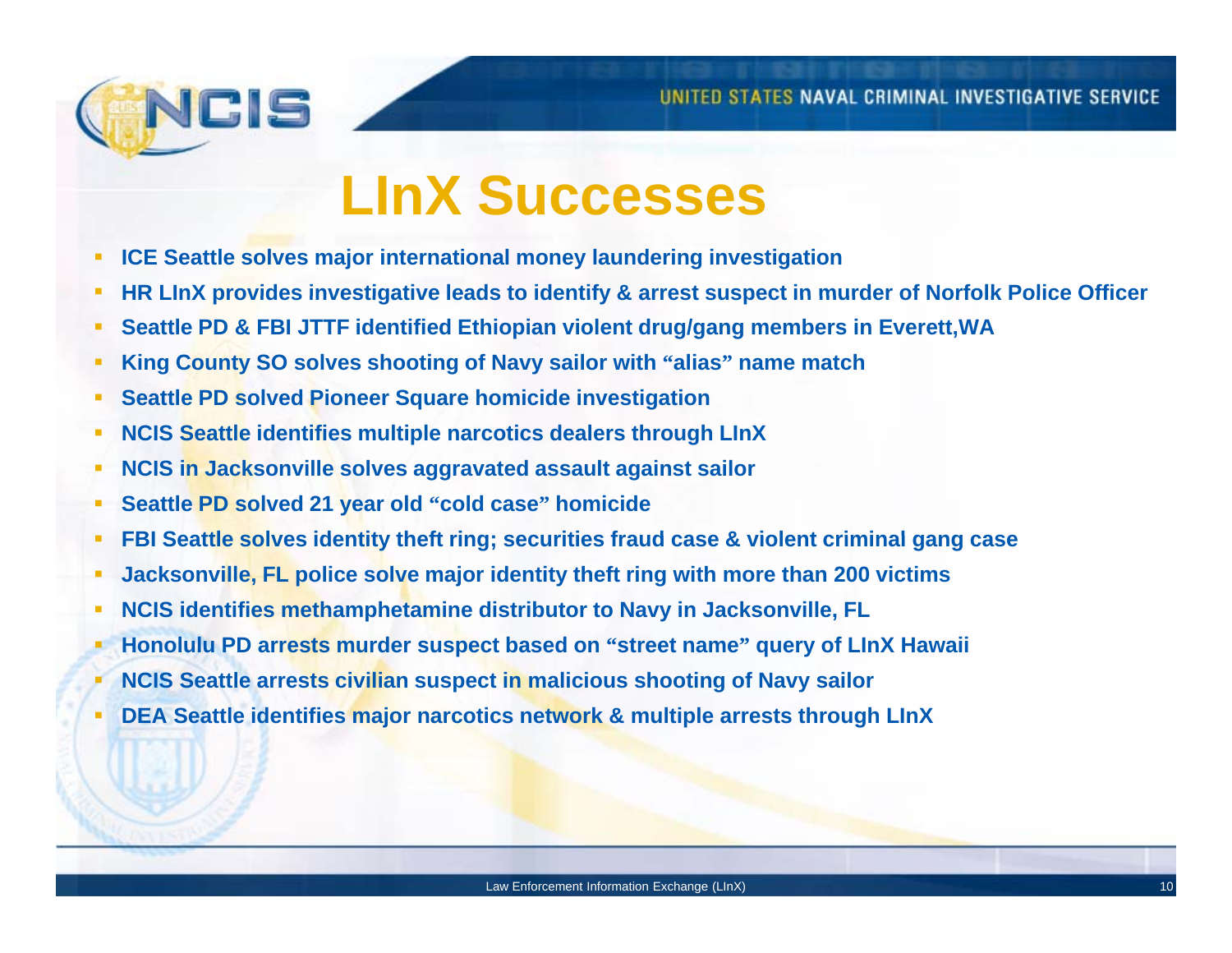# LInX Successes

- ICE Seattle solves major international money laundering investigation
- HR LInX provides investigative leads to identify & arrest suspect in murder of Norfolk Police Officer
- Seattle PD & FBI JTTF identified Ethiopian violent drug/gang members in Everett,WA
- King County SO solves shooting of Navy sailor with "alias" name match
- Seattle PD solved Pioneer Square homicide investigation
- NCIS Seattle identifies multiple narcotics dealers through LInX
- NCIS in Jacksonville solves aggravated assault against sailor
- Seattle PD solved 21 year old "cold case" homicide
- FBI Seattle solves identity theft ring; securities fraud case & violent criminal gang case
- Jacksonville, FL police solve major identity theft ring with more than 200 victims
- NCIS identifies methamphetamine distributor to Navy in Jacksonville, FL
- Honolulu PD arrests murder suspect based on "street name" query of LInX Hawaii
- NCIS Seattle arrests civilian suspect in malicious shooting of Navy sailor
- DEA Seattle identifies major narcotics network & multiple arrests through LInX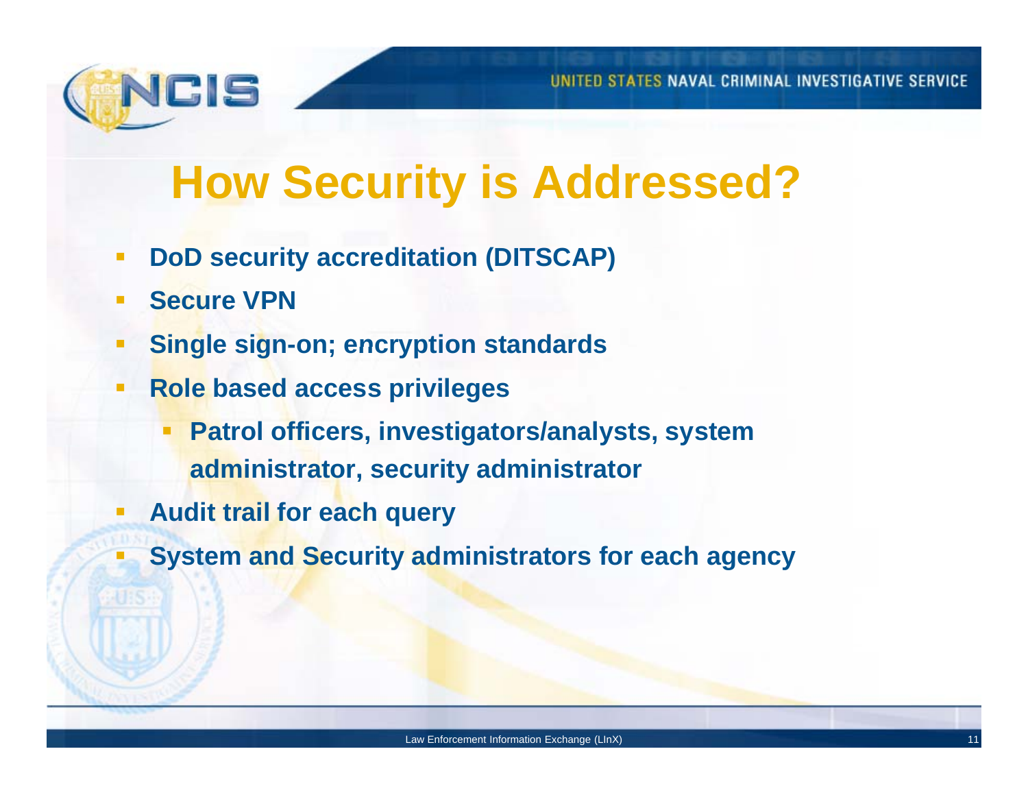# How Security is Addressed?

- **DoD security accreditation (DITSCAP)**
- **Secure VPN**
- **Single sign-on; encryption standards**
- **Role based access privileges**
  - **Patrol officers, investigators/analysts, system administrator, security administrator**
- **Audit trail for each query**
- **System and Security administrators for each agency**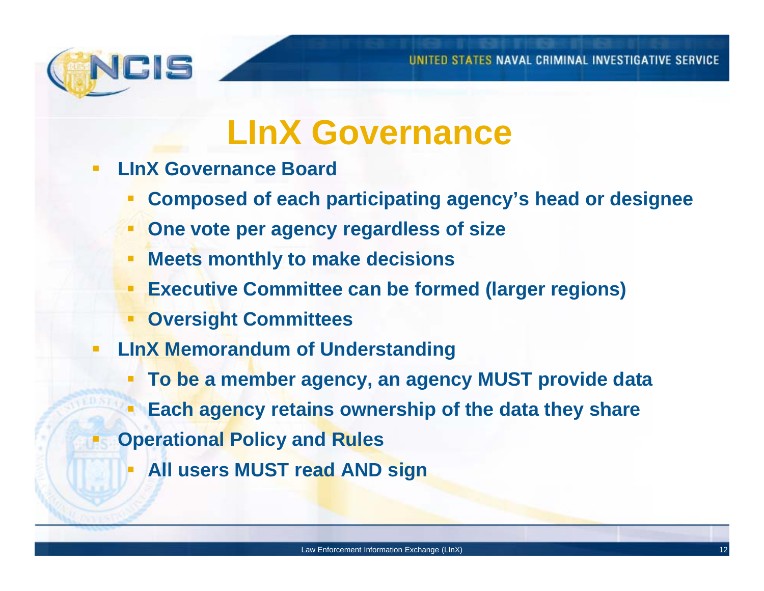# LInX Governance

- **LInX Governance Board**
  - **Composed of each participating agency's head or designee**
  - **One vote per agency regardless of size**
  - **Meets monthly to make decisions**
  - **Executive Committee can be formed (larger regions)**
  - **Oversight Committees**
- **LInX Memorandum of Understanding**
  - **To be a member agency, an agency MUST provide data**
  - **Each agency retains ownership of the data they share**
- **Operational Policy and Rules**
  - **All users MUST read AND sign**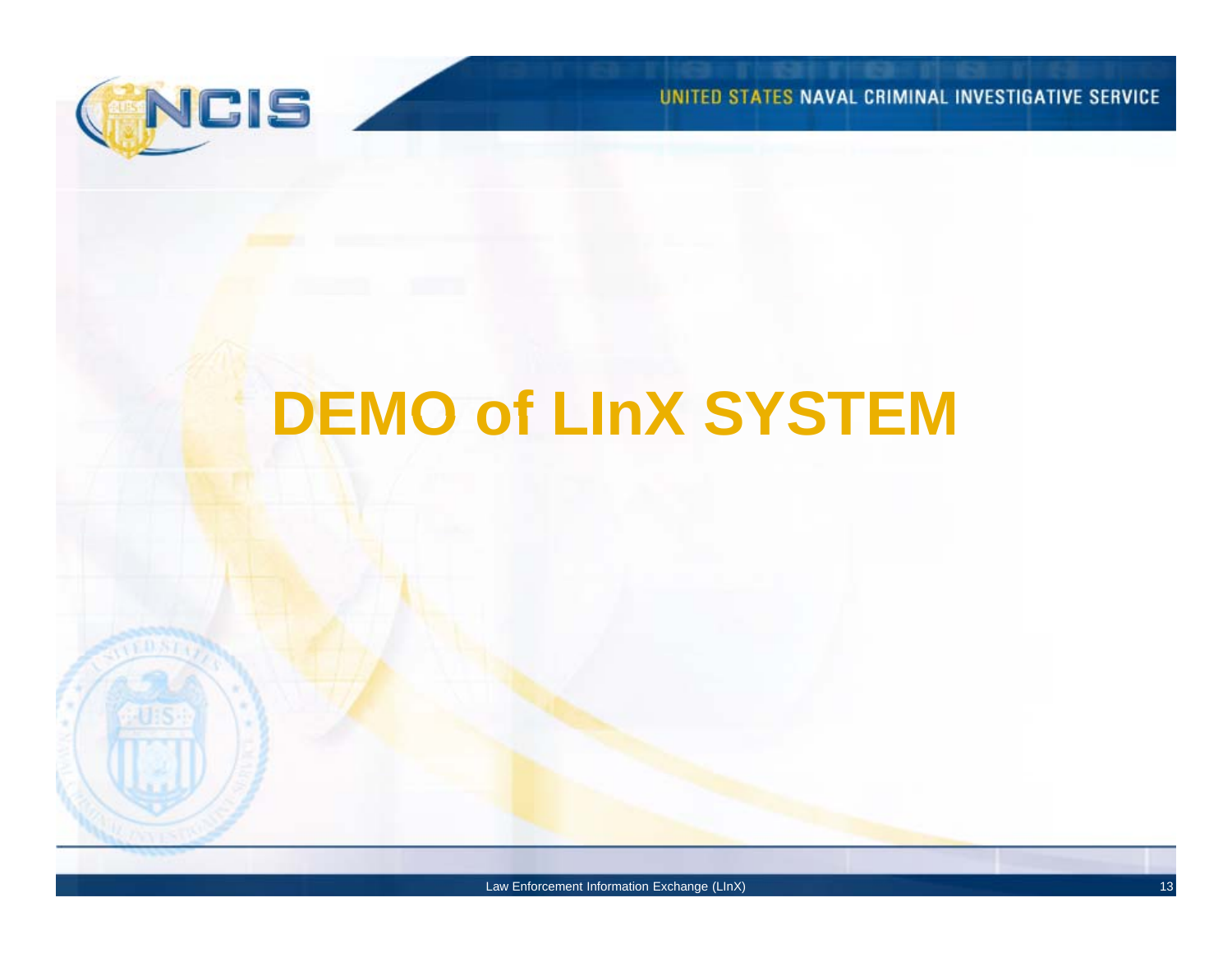# DEMO of LInX SYSTEM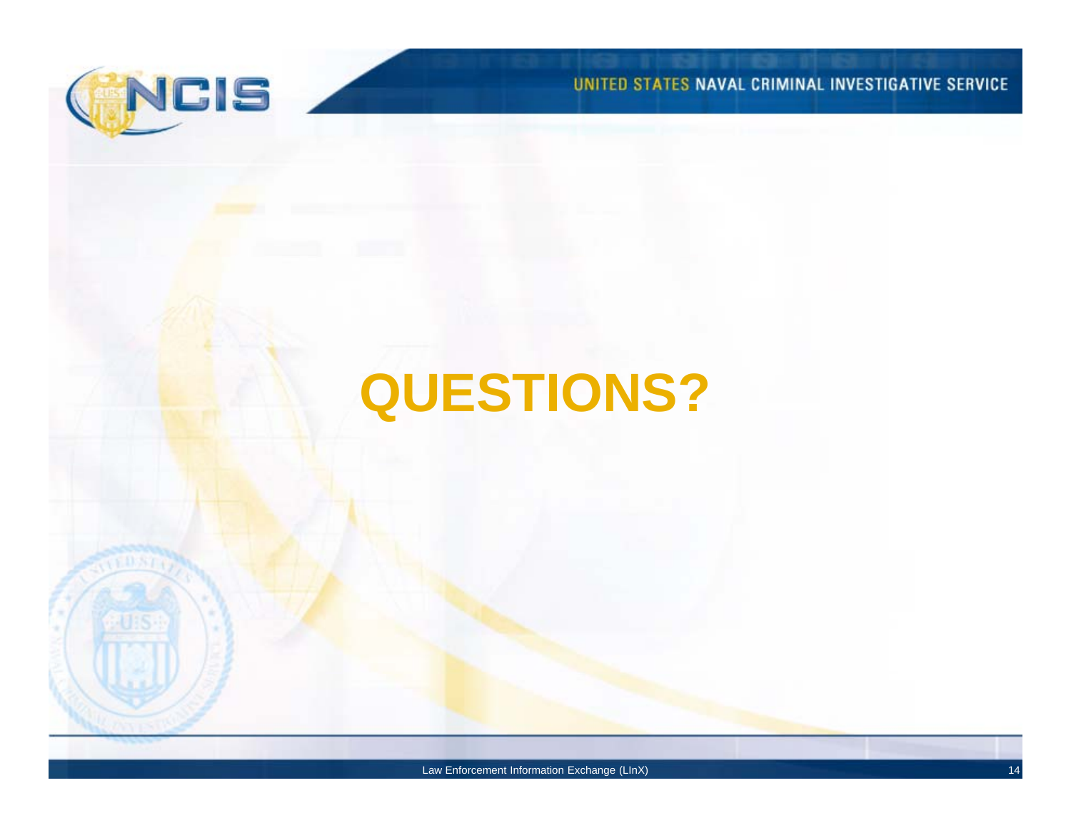# QUESTIONS?